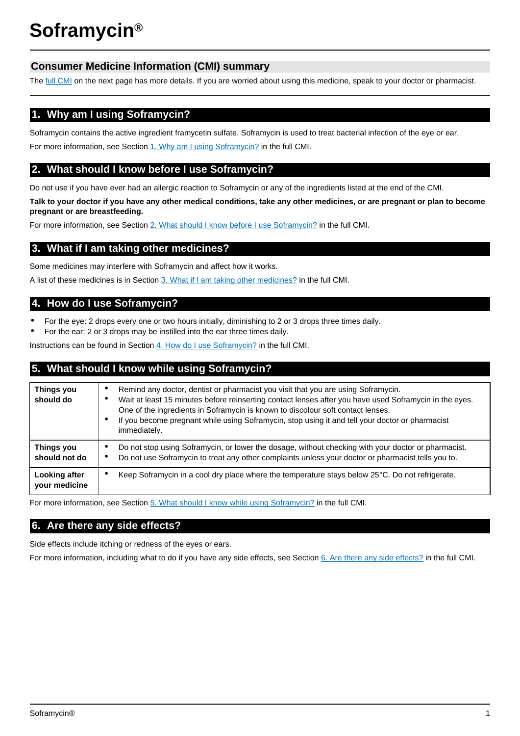# Soframycin®

## Consumer Medicine Information (CMI) summary

The [full CMI] on the next page has more details. If you are worried about using this medicine, speak to your doctor or pharmacist.

## 1. Why am I using Soframycin?

Soframycin contains the active ingredient framycetin sulfate. Soframycin is used to treat bacterial infection of the eye or ear.

For more information, see Section 1. Why am I using Soframycin? in the full CMI.

## 2. What should I know before I use Soframycin?

Do not use if you have ever had an allergic reaction to Soframycin or any of the ingredients listed at the end of the CMI.

**Talk to your doctor if you have any other medical conditions, take any other medicines, or are pregnant or plan to become pregnant or are breastfeeding.**

For more information, see Section 2. What should I know before I use Soframycin? in the full CMI.

## 3. What if I am taking other medicines?

Some medicines may interfere with Soframycin and affect how it works.

A list of these medicines is in Section 3. What if I am taking other medicines? in the full CMI.

## 4. How do I use Soframycin?

- For the eye: 2 drops every one or two hours initially, diminishing to 2 or 3 drops three times daily.
- For the ear: 2 or 3 drops may be instilled into the ear three times daily.

Instructions can be found in Section 4. How do I use Soframycin? in the full CMI.

## 5. What should I know while using Soframycin?

| | |
|---|---|
| **Things you should do** | • Remind any doctor, dentist or pharmacist you visit that you are using Soframycin.<br>• Wait at least 15 minutes before reinserting contact lenses after you have used Soframycin in the eyes. One of the ingredients in Soframycin is known to discolour soft contact lenses.<br>• If you become pregnant while using Soframycin, stop using it and tell your doctor or pharmacist immediately. |
| **Things you should not do** | • Do not stop using Soframycin, or lower the dosage, without checking with your doctor or pharmacist.<br>• Do not use Soframycin to treat any other complaints unless your doctor or pharmacist tells you to. |
| **Looking after your medicine** | • Keep Soframycin in a cool dry place where the temperature stays below 25°C. Do not refrigerate. |

For more information, see Section 5. What should I know while using Soframycin? in the full CMI.

## 6. Are there any side effects?

Side effects include itching or redness of the eyes or ears.

For more information, including what to do if you have any side effects, see Section 6. Are there any side effects? in the full CMI.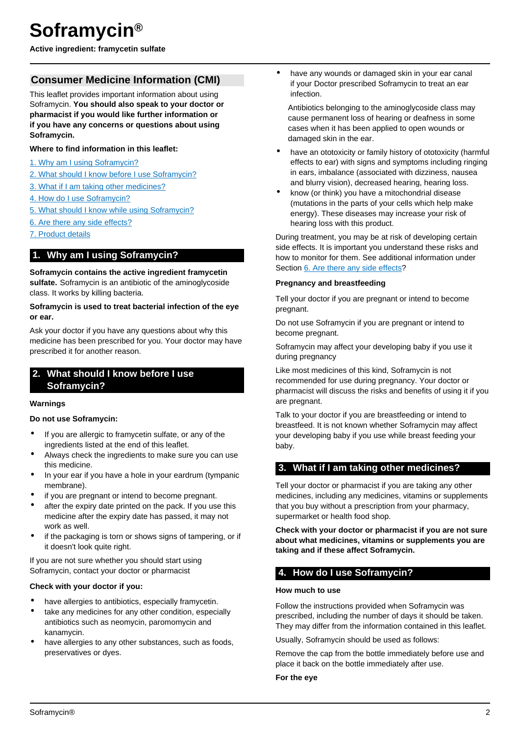# Soframycin®

**Active ingredient: framycetin sulfate**

## Consumer Medicine Information (CMI)

This leaflet provides important information about using Soframycin. **You should also speak to your doctor or pharmacist if you would like further information or if you have any concerns or questions about using Soframycin.**

**Where to find information in this leaflet:**

1. Why am I using Soframycin?
2. What should I know before I use Soframycin?
3. What if I am taking other medicines?
4. How do I use Soframycin?
5. What should I know while using Soframycin?
6. Are there any side effects?
7. Product details

## 1. Why am I using Soframycin?

**Soframycin contains the active ingredient framycetin sulfate.** Soframycin is an antibiotic of the aminoglycoside class. It works by killing bacteria.

**Soframycin is used to treat bacterial infection of the eye or ear.**

Ask your doctor if you have any questions about why this medicine has been prescribed for you. Your doctor may have prescribed it for another reason.

## 2. What should I know before I use Soframycin?

**Warnings**

**Do not use Soframycin:**

- If you are allergic to framycetin sulfate, or any of the ingredients listed at the end of this leaflet.
- Always check the ingredients to make sure you can use this medicine.
- In your ear if you have a hole in your eardrum (tympanic membrane).
- if you are pregnant or intend to become pregnant.
- after the expiry date printed on the pack. If you use this medicine after the expiry date has passed, it may not work as well.
- if the packaging is torn or shows signs of tampering, or if it doesn't look quite right.

If you are not sure whether you should start using Soframycin, contact your doctor or pharmacist

**Check with your doctor if you:**

- have allergies to antibiotics, especially framycetin.
- take any medicines for any other condition, especially antibiotics such as neomycin, paromomycin and kanamycin.
- have allergies to any other substances, such as foods, preservatives or dyes.
- have any wounds or damaged skin in your ear canal if your Doctor prescribed Soframycin to treat an ear infection.

  Antibiotics belonging to the aminoglycoside class may cause permanent loss of hearing or deafness in some cases when it has been applied to open wounds or damaged skin in the ear.
- have an ototoxicity or family history of ototoxicity (harmful effects to ear) with signs and symptoms including ringing in ears, imbalance (associated with dizziness, nausea and blurry vision), decreased hearing, hearing loss.
- know (or think) you have a mitochondrial disease (mutations in the parts of your cells which help make energy). These diseases may increase your risk of hearing loss with this product.

During treatment, you may be at risk of developing certain side effects. It is important you understand these risks and how to monitor for them. See additional information under Section 6. Are there any side effects?

**Pregnancy and breastfeeding**

Tell your doctor if you are pregnant or intend to become pregnant.

Do not use Soframycin if you are pregnant or intend to become pregnant.

Soframycin may affect your developing baby if you use it during pregnancy

Like most medicines of this kind, Soframycin is not recommended for use during pregnancy. Your doctor or pharmacist will discuss the risks and benefits of using it if you are pregnant.

Talk to your doctor if you are breastfeeding or intend to breastfeed. It is not known whether Soframycin may affect your developing baby if you use while breast feeding your baby.

## 3. What if I am taking other medicines?

Tell your doctor or pharmacist if you are taking any other medicines, including any medicines, vitamins or supplements that you buy without a prescription from your pharmacy, supermarket or health food shop.

**Check with your doctor or pharmacist if you are not sure about what medicines, vitamins or supplements you are taking and if these affect Soframycin.**

## 4. How do I use Soframycin?

**How much to use**

Follow the instructions provided when Soframycin was prescribed, including the number of days it should be taken. They may differ from the information contained in this leaflet.

Usually, Soframycin should be used as follows:

Remove the cap from the bottle immediately before use and place it back on the bottle immediately after use.

**For the eye**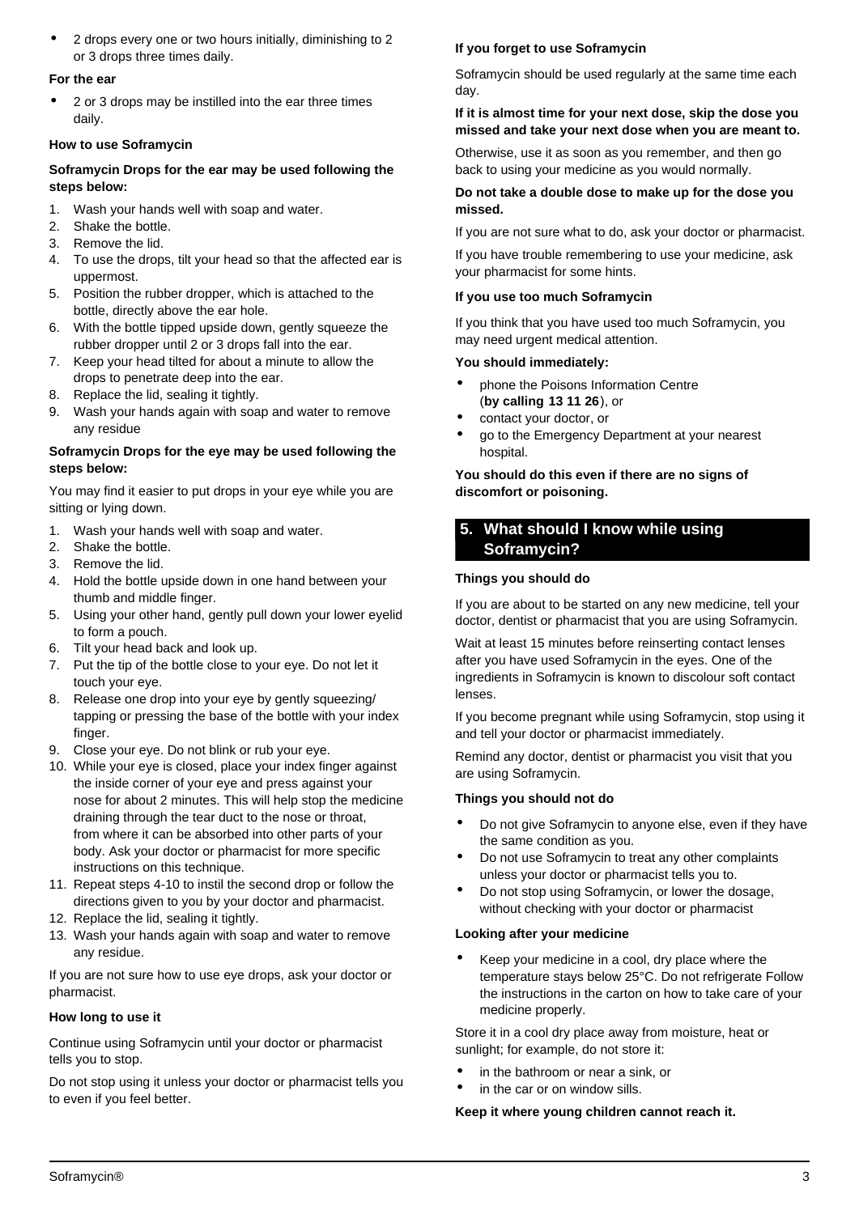- 2 drops every one or two hours initially, diminishing to 2 or 3 drops three times daily.

**For the ear**

- 2 or 3 drops may be instilled into the ear three times daily.

**How to use Soframycin**

**Soframycin Drops for the ear may be used following the steps below:**

1. Wash your hands well with soap and water.
2. Shake the bottle.
3. Remove the lid.
4. To use the drops, tilt your head so that the affected ear is uppermost.
5. Position the rubber dropper, which is attached to the bottle, directly above the ear hole.
6. With the bottle tipped upside down, gently squeeze the rubber dropper until 2 or 3 drops fall into the ear.
7. Keep your head tilted for about a minute to allow the drops to penetrate deep into the ear.
8. Replace the lid, sealing it tightly.
9. Wash your hands again with soap and water to remove any residue

**Soframycin Drops for the eye may be used following the steps below:**

You may find it easier to put drops in your eye while you are sitting or lying down.

1. Wash your hands well with soap and water.
2. Shake the bottle.
3. Remove the lid.
4. Hold the bottle upside down in one hand between your thumb and middle finger.
5. Using your other hand, gently pull down your lower eyelid to form a pouch.
6. Tilt your head back and look up.
7. Put the tip of the bottle close to your eye. Do not let it touch your eye.
8. Release one drop into your eye by gently squeezing/ tapping or pressing the base of the bottle with your index finger.
9. Close your eye. Do not blink or rub your eye.
10. While your eye is closed, place your index finger against the inside corner of your eye and press against your nose for about 2 minutes. This will help stop the medicine draining through the tear duct to the nose or throat, from where it can be absorbed into other parts of your body. Ask your doctor or pharmacist for more specific instructions on this technique.
11. Repeat steps 4-10 to instil the second drop or follow the directions given to you by your doctor and pharmacist.
12. Replace the lid, sealing it tightly.
13. Wash your hands again with soap and water to remove any residue.

If you are not sure how to use eye drops, ask your doctor or pharmacist.

**How long to use it**

Continue using Soframycin until your doctor or pharmacist tells you to stop.

Do not stop using it unless your doctor or pharmacist tells you to even if you feel better.

**If you forget to use Soframycin**

Soframycin should be used regularly at the same time each day.

**If it is almost time for your next dose, skip the dose you missed and take your next dose when you are meant to.**

Otherwise, use it as soon as you remember, and then go back to using your medicine as you would normally.

**Do not take a double dose to make up for the dose you missed.**

If you are not sure what to do, ask your doctor or pharmacist.

If you have trouble remembering to use your medicine, ask your pharmacist for some hints.

**If you use too much Soframycin**

If you think that you have used too much Soframycin, you may need urgent medical attention.

**You should immediately:**

- phone the Poisons Information Centre (**by calling 13 11 26**), or
- contact your doctor, or
- go to the Emergency Department at your nearest hospital.

**You should do this even if there are no signs of discomfort or poisoning.**

## 5. What should I know while using Soframycin?

**Things you should do**

If you are about to be started on any new medicine, tell your doctor, dentist or pharmacist that you are using Soframycin.

Wait at least 15 minutes before reinserting contact lenses after you have used Soframycin in the eyes. One of the ingredients in Soframycin is known to discolour soft contact lenses.

If you become pregnant while using Soframycin, stop using it and tell your doctor or pharmacist immediately.

Remind any doctor, dentist or pharmacist you visit that you are using Soframycin.

**Things you should not do**

- Do not give Soframycin to anyone else, even if they have the same condition as you.
- Do not use Soframycin to treat any other complaints unless your doctor or pharmacist tells you to.
- Do not stop using Soframycin, or lower the dosage, without checking with your doctor or pharmacist

**Looking after your medicine**

- Keep your medicine in a cool, dry place where the temperature stays below 25°C. Do not refrigerate Follow the instructions in the carton on how to take care of your medicine properly.

Store it in a cool dry place away from moisture, heat or sunlight; for example, do not store it:

- in the bathroom or near a sink, or
- in the car or on window sills.

**Keep it where young children cannot reach it.**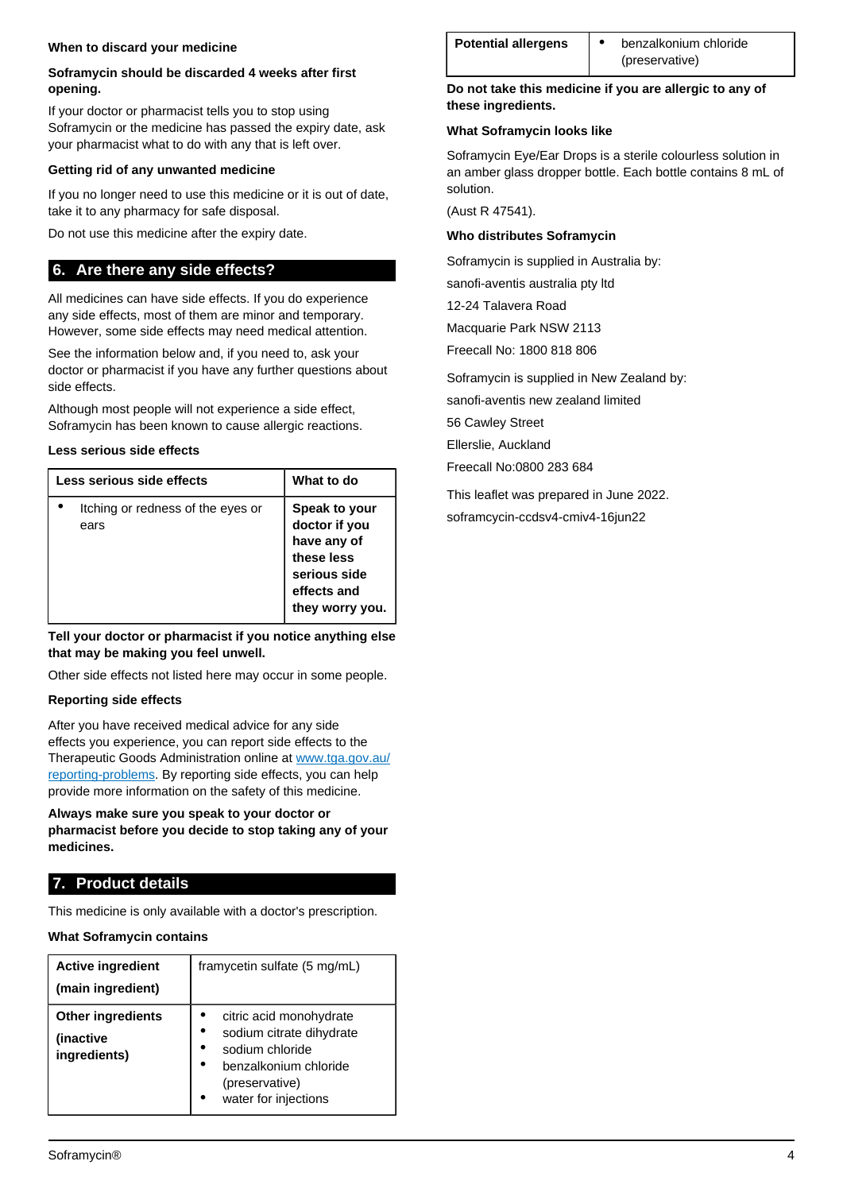**When to discard your medicine**

**Soframycin should be discarded 4 weeks after first opening.**

If your doctor or pharmacist tells you to stop using Soframycin or the medicine has passed the expiry date, ask your pharmacist what to do with any that is left over.

**Getting rid of any unwanted medicine**

If you no longer need to use this medicine or it is out of date, take it to any pharmacy for safe disposal.

Do not use this medicine after the expiry date.

## 6. Are there any side effects?

All medicines can have side effects. If you do experience any side effects, most of them are minor and temporary. However, some side effects may need medical attention.

See the information below and, if you need to, ask your doctor or pharmacist if you have any further questions about side effects.

Although most people will not experience a side effect, Soframycin has been known to cause allergic reactions.

**Less serious side effects**

| Less serious side effects | What to do |
|---|---|
| • Itching or redness of the eyes or ears | **Speak to your doctor if you have any of these less serious side effects and they worry you.** |

**Tell your doctor or pharmacist if you notice anything else that may be making you feel unwell.**

Other side effects not listed here may occur in some people.

**Reporting side effects**

After you have received medical advice for any side effects you experience, you can report side effects to the Therapeutic Goods Administration online at www.tga.gov.au/reporting-problems. By reporting side effects, you can help provide more information on the safety of this medicine.

**Always make sure you speak to your doctor or pharmacist before you decide to stop taking any of your medicines.**

## 7. Product details

This medicine is only available with a doctor's prescription.

**What Soframycin contains**

| | |
|---|---|
| **Active ingredient (main ingredient)** | framycetin sulfate (5 mg/mL) |
| **Other ingredients (inactive ingredients)** | • citric acid monohydrate<br>• sodium citrate dihydrate<br>• sodium chloride<br>• benzalkonium chloride (preservative)<br>• water for injections |
| **Potential allergens** | • benzalkonium chloride (preservative) |

**Do not take this medicine if you are allergic to any of these ingredients.**

**What Soframycin looks like**

Soframycin Eye/Ear Drops is a sterile colourless solution in an amber glass dropper bottle. Each bottle contains 8 mL of solution.

(Aust R 47541).

**Who distributes Soframycin**

Soframycin is supplied in Australia by:

sanofi-aventis australia pty ltd

12-24 Talavera Road

Macquarie Park NSW 2113

Freecall No: 1800 818 806

Soframycin is supplied in New Zealand by:

sanofi-aventis new zealand limited

56 Cawley Street

Ellerslie, Auckland

Freecall No:0800 283 684

This leaflet was prepared in June 2022.

soframcycin-ccdsv4-cmiv4-16jun22